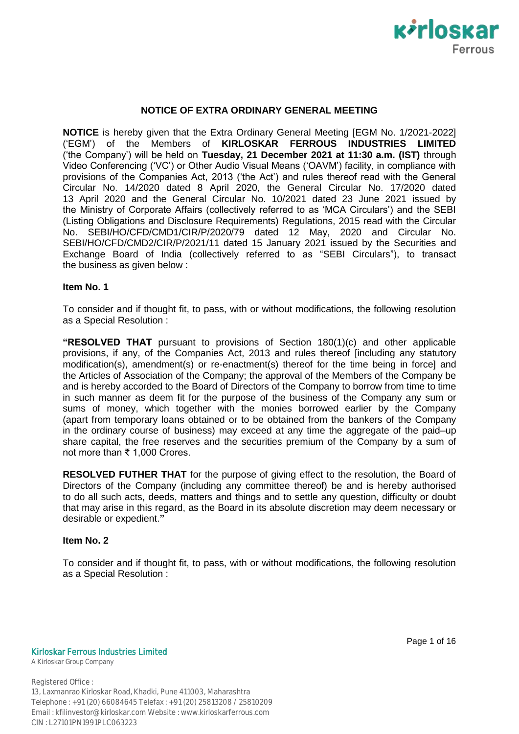# NOTICE OF EXTRA ORDINARY GENERAL MEETING

**NOTICE** is hereby given that the Extra Ordinary General Meeting [EGM No. 1/2021-2022] ('EGM') of the Members of **KIRLOSKAR FERROUS INDUSTRIES LIMITED** ('the Company') will be held on **Tuesday, 21 December 2021 at 11:30 a.m. (IST)** through Video Conferencing ('VC') or Other Audio Visual Means ('OAVM') facility, in compliance with provisions of the Companies Act, 2013 ('the Act') and rules thereof read with the General Circular No. 14/2020 dated 8 April 2020, the General Circular No. 17/2020 dated 13 April 2020 and the General Circular No. 10/2021 dated 23 June 2021 issued by the Ministry of Corporate Affairs (collectively referred to as 'MCA Circulars') and the SEBI (Listing Obligations and Disclosure Requirements) Regulations, 2015 read with the Circular No. SEBI/HO/CFD/CMD1/CIR/P/2020/79 dated 12 May, 2020 and Circular No. SEBI/HO/CFD/CMD2/CIR/P/2021/11 dated 15 January 2021 issued by the Securities and Exchange Board of India (collectively referred to as "SEBI Circulars"), to transact the business as given below :

**Item No. 1**

To consider and if thought fit, to pass, with or without modifications, the following resolution as a Special Resolution :

**"RESOLVED THAT** pursuant to provisions of Section 180(1)(c) and other applicable provisions, if any, of the Companies Act, 2013 and rules thereof [including any statutory modification(s), amendment(s) or re-enactment(s) thereof for the time being in force] and the Articles of Association of the Company; the approval of the Members of the Company be and is hereby accorded to the Board of Directors of the Company to borrow from time to time in such manner as deem fit for the purpose of the business of the Company any sum or sums of money, which together with the monies borrowed earlier by the Company (apart from temporary loans obtained or to be obtained from the bankers of the Company in the ordinary course of business) may exceed at any time the aggregate of the paid–up share capital, the free reserves and the securities premium of the Company by a sum of not more than ₹ 1,000 Crores.

**RESOLVED FUTHER THAT** for the purpose of giving effect to the resolution, the Board of Directors of the Company (including any committee thereof) be and is hereby authorised to do all such acts, deeds, matters and things and to settle any question, difficulty or doubt that may arise in this regard, as the Board in its absolute discretion may deem necessary or desirable or expedient.**"**

**Item No. 2**

To consider and if thought fit, to pass, with or without modifications, the following resolution as a Special Resolution :

Kirloskar Ferrous Industries Limited
A Kirloskar Group Company

Registered Office :
13, Laxmanrao Kirloskar Road, Khadki, Pune 411003, Maharashtra
Telephone : +91 (20) 66084645 Telefax : +91 (20) 25813208 / 25810209
Email : kfilinvestor@kirloskar.com Website : www.kirloskarferrous.com
CIN : L27101PN1991PLC063223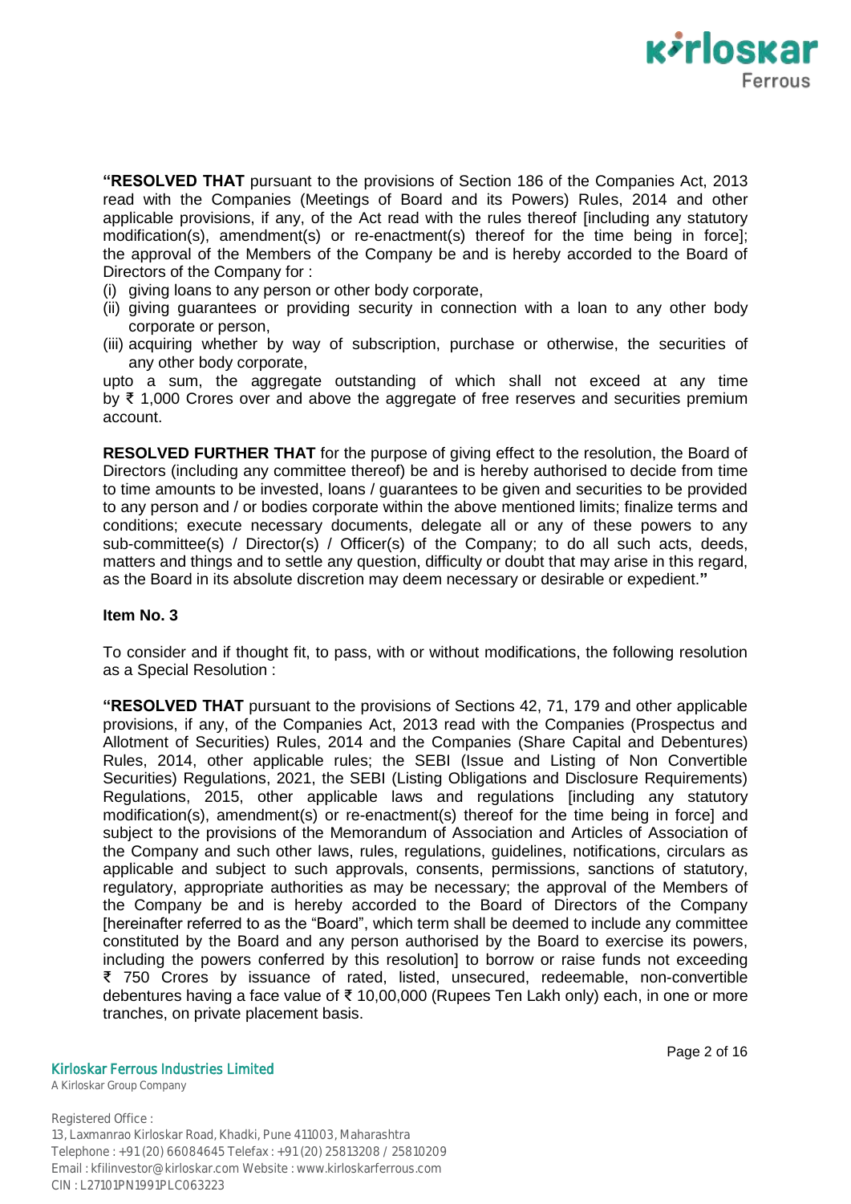**"RESOLVED THAT** pursuant to the provisions of Section 186 of the Companies Act, 2013 read with the Companies (Meetings of Board and its Powers) Rules, 2014 and other applicable provisions, if any, of the Act read with the rules thereof [including any statutory modification(s), amendment(s) or re-enactment(s) thereof for the time being in force]; the approval of the Members of the Company be and is hereby accorded to the Board of Directors of the Company for :

(i) giving loans to any person or other body corporate,
(ii) giving guarantees or providing security in connection with a loan to any other body corporate or person,
(iii) acquiring whether by way of subscription, purchase or otherwise, the securities of any other body corporate,

upto a sum, the aggregate outstanding of which shall not exceed at any time by ₹ 1,000 Crores over and above the aggregate of free reserves and securities premium account.

**RESOLVED FURTHER THAT** for the purpose of giving effect to the resolution, the Board of Directors (including any committee thereof) be and is hereby authorised to decide from time to time amounts to be invested, loans / guarantees to be given and securities to be provided to any person and / or bodies corporate within the above mentioned limits; finalize terms and conditions; execute necessary documents, delegate all or any of these powers to any sub-committee(s) / Director(s) / Officer(s) of the Company; to do all such acts, deeds, matters and things and to settle any question, difficulty or doubt that may arise in this regard, as the Board in its absolute discretion may deem necessary or desirable or expedient.**"**

**Item No. 3**

To consider and if thought fit, to pass, with or without modifications, the following resolution as a Special Resolution :

**"RESOLVED THAT** pursuant to the provisions of Sections 42, 71, 179 and other applicable provisions, if any, of the Companies Act, 2013 read with the Companies (Prospectus and Allotment of Securities) Rules, 2014 and the Companies (Share Capital and Debentures) Rules, 2014, other applicable rules; the SEBI (Issue and Listing of Non Convertible Securities) Regulations, 2021, the SEBI (Listing Obligations and Disclosure Requirements) Regulations, 2015, other applicable laws and regulations [including any statutory modification(s), amendment(s) or re-enactment(s) thereof for the time being in force] and subject to the provisions of the Memorandum of Association and Articles of Association of the Company and such other laws, rules, regulations, guidelines, notifications, circulars as applicable and subject to such approvals, consents, permissions, sanctions of statutory, regulatory, appropriate authorities as may be necessary; the approval of the Members of the Company be and is hereby accorded to the Board of Directors of the Company [hereinafter referred to as the "Board", which term shall be deemed to include any committee constituted by the Board and any person authorised by the Board to exercise its powers, including the powers conferred by this resolution] to borrow or raise funds not exceeding ₹ 750 Crores by issuance of rated, listed, unsecured, redeemable, non-convertible debentures having a face value of ₹ 10,00,000 (Rupees Ten Lakh only) each, in one or more tranches, on private placement basis.

Kirloskar Ferrous Industries Limited
A Kirloskar Group Company

Registered Office :
13, Laxmanrao Kirloskar Road, Khadki, Pune 411003, Maharashtra
Telephone : +91 (20) 66084645 Telefax : +91 (20) 25813208 / 25810209
Email : kfilinvestor@kirloskar.com Website : www.kirloskarferrous.com
CIN : L27101PN1991PLC063223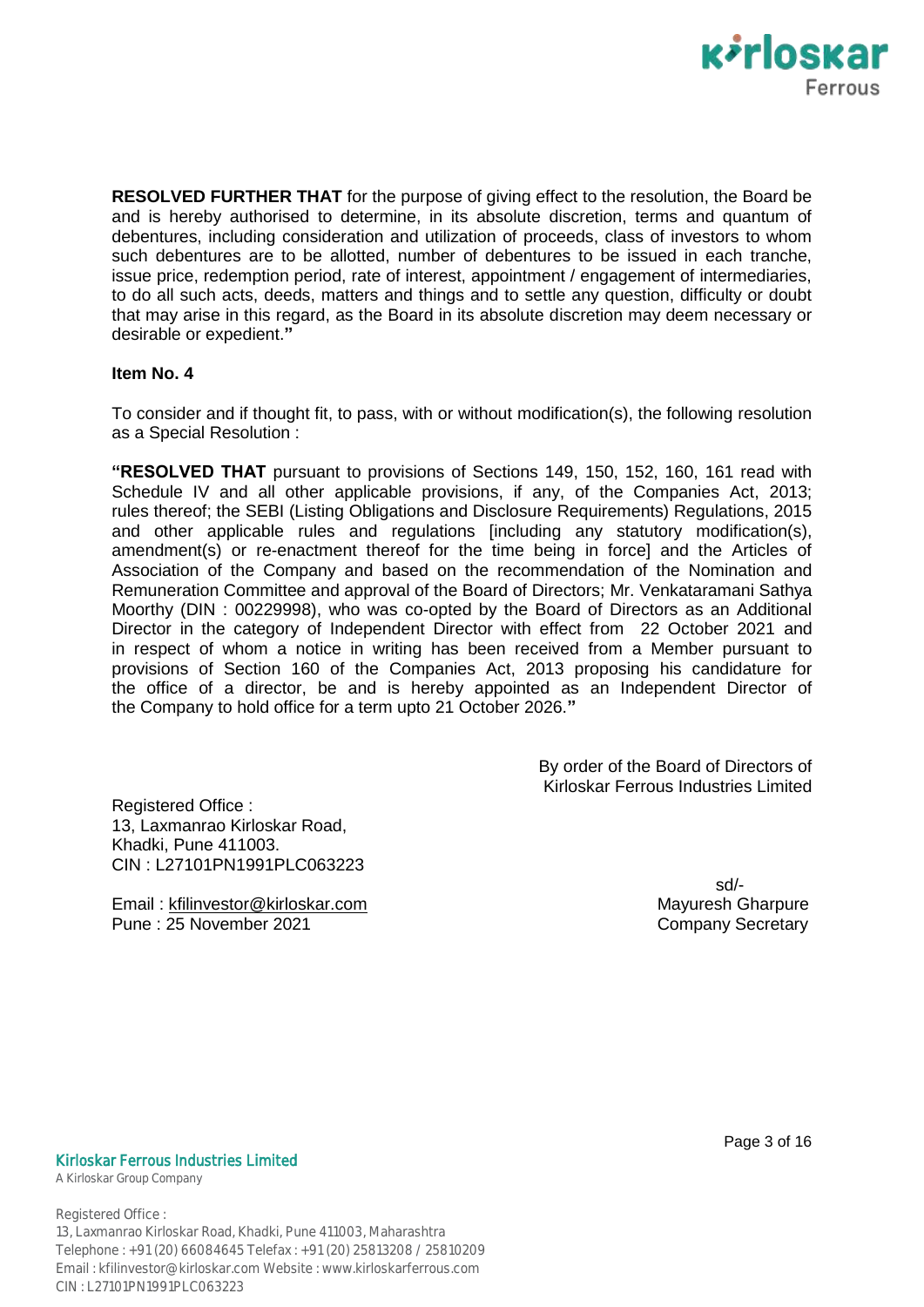**RESOLVED FURTHER THAT** for the purpose of giving effect to the resolution, the Board be and is hereby authorised to determine, in its absolute discretion, terms and quantum of debentures, including consideration and utilization of proceeds, class of investors to whom such debentures are to be allotted, number of debentures to be issued in each tranche, issue price, redemption period, rate of interest, appointment / engagement of intermediaries, to do all such acts, deeds, matters and things and to settle any question, difficulty or doubt that may arise in this regard, as the Board in its absolute discretion may deem necessary or desirable or expedient.**"**

**Item No. 4**

To consider and if thought fit, to pass, with or without modification(s), the following resolution as a Special Resolution :

**"RESOLVED THAT** pursuant to provisions of Sections 149, 150, 152, 160, 161 read with Schedule IV and all other applicable provisions, if any, of the Companies Act, 2013; rules thereof; the SEBI (Listing Obligations and Disclosure Requirements) Regulations, 2015 and other applicable rules and regulations [including any statutory modification(s), amendment(s) or re-enactment thereof for the time being in force] and the Articles of Association of the Company and based on the recommendation of the Nomination and Remuneration Committee and approval of the Board of Directors; Mr. Venkataramani Sathya Moorthy (DIN : 00229998), who was co-opted by the Board of Directors as an Additional Director in the category of Independent Director with effect from 22 October 2021 and in respect of whom a notice in writing has been received from a Member pursuant to provisions of Section 160 of the Companies Act, 2013 proposing his candidature for the office of a director, be and is hereby appointed as an Independent Director of the Company to hold office for a term upto 21 October 2026.**"**

By order of the Board of Directors of
Kirloskar Ferrous Industries Limited

Registered Office :
13, Laxmanrao Kirloskar Road,
Khadki, Pune 411003.
CIN : L27101PN1991PLC063223

Email : kfilinvestor@kirloskar.com
Pune : 25 November 2021

sd/-
Mayuresh Gharpure
Company Secretary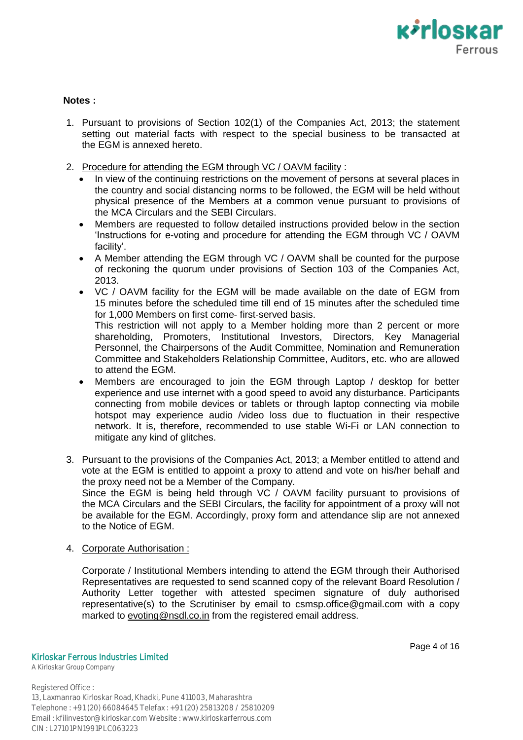**Notes :**

1. Pursuant to provisions of Section 102(1) of the Companies Act, 2013; the statement setting out material facts with respect to the special business to be transacted at the EGM is annexed hereto.

2. Procedure for attending the EGM through VC / OAVM facility :
   - In view of the continuing restrictions on the movement of persons at several places in the country and social distancing norms to be followed, the EGM will be held without physical presence of the Members at a common venue pursuant to provisions of the MCA Circulars and the SEBI Circulars.
   - Members are requested to follow detailed instructions provided below in the section 'Instructions for e-voting and procedure for attending the EGM through VC / OAVM facility'.
   - A Member attending the EGM through VC / OAVM shall be counted for the purpose of reckoning the quorum under provisions of Section 103 of the Companies Act, 2013.
   - VC / OAVM facility for the EGM will be made available on the date of EGM from 15 minutes before the scheduled time till end of 15 minutes after the scheduled time for 1,000 Members on first come- first-served basis.
     This restriction will not apply to a Member holding more than 2 percent or more shareholding, Promoters, Institutional Investors, Directors, Key Managerial Personnel, the Chairpersons of the Audit Committee, Nomination and Remuneration Committee and Stakeholders Relationship Committee, Auditors, etc. who are allowed to attend the EGM.
   - Members are encouraged to join the EGM through Laptop / desktop for better experience and use internet with a good speed to avoid any disturbance. Participants connecting from mobile devices or tablets or through laptop connecting via mobile hotspot may experience audio /video loss due to fluctuation in their respective network. It is, therefore, recommended to use stable Wi-Fi or LAN connection to mitigate any kind of glitches.

3. Pursuant to the provisions of the Companies Act, 2013; a Member entitled to attend and vote at the EGM is entitled to appoint a proxy to attend and vote on his/her behalf and the proxy need not be a Member of the Company.
   Since the EGM is being held through VC / OAVM facility pursuant to provisions of the MCA Circulars and the SEBI Circulars, the facility for appointment of a proxy will not be available for the EGM. Accordingly, proxy form and attendance slip are not annexed to the Notice of EGM.

4. Corporate Authorisation :

   Corporate / Institutional Members intending to attend the EGM through their Authorised Representatives are requested to send scanned copy of the relevant Board Resolution / Authority Letter together with attested specimen signature of duly authorised representative(s) to the Scrutiniser by email to csmsp.office@gmail.com with a copy marked to evoting@nsdl.co.in from the registered email address.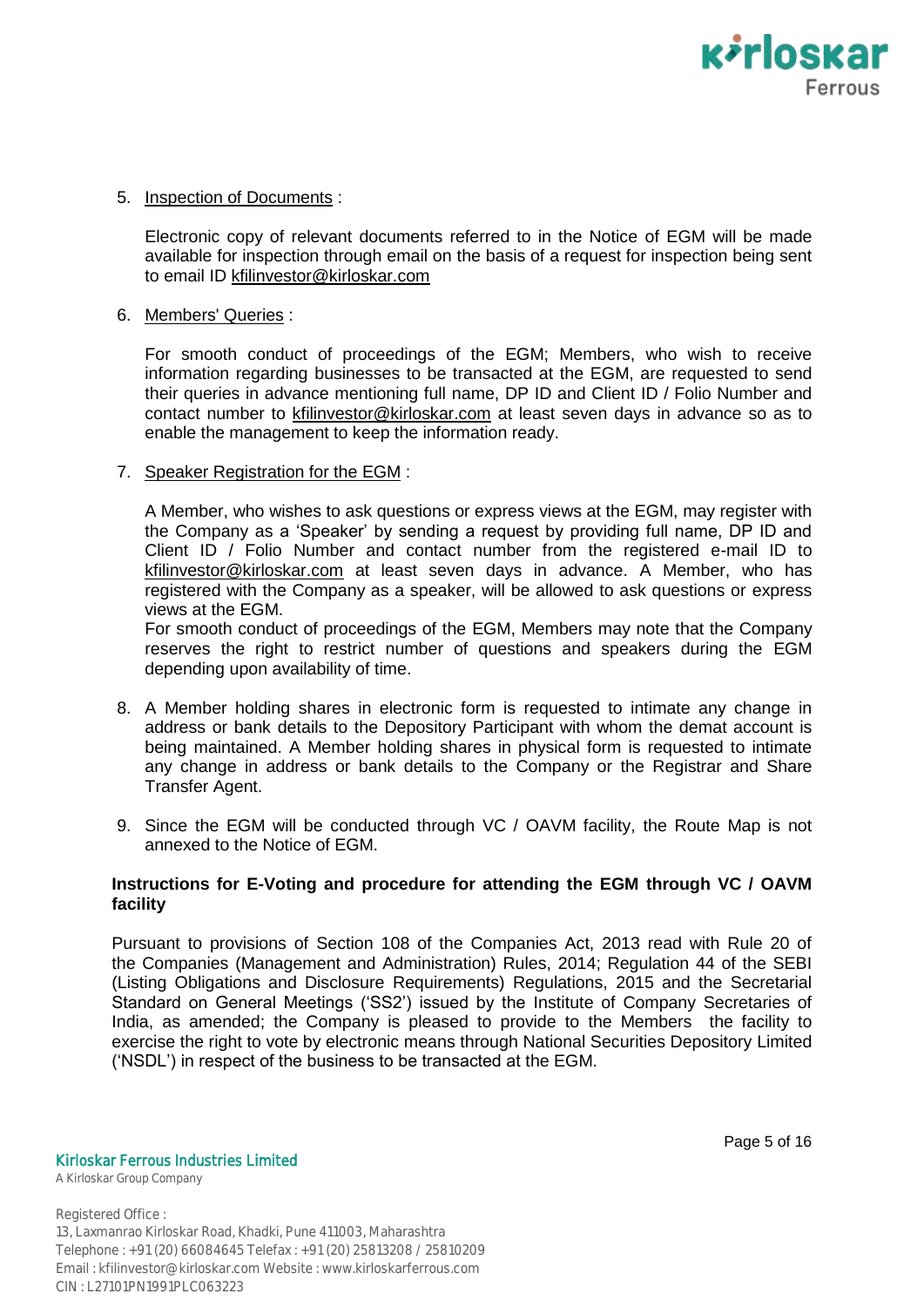5. Inspection of Documents :

   Electronic copy of relevant documents referred to in the Notice of EGM will be made available for inspection through email on the basis of a request for inspection being sent to email ID kfilinvestor@kirloskar.com

6. Members' Queries :

   For smooth conduct of proceedings of the EGM; Members, who wish to receive information regarding businesses to be transacted at the EGM, are requested to send their queries in advance mentioning full name, DP ID and Client ID / Folio Number and contact number to kfilinvestor@kirloskar.com at least seven days in advance so as to enable the management to keep the information ready.

7. Speaker Registration for the EGM :

   A Member, who wishes to ask questions or express views at the EGM, may register with the Company as a 'Speaker' by sending a request by providing full name, DP ID and Client ID / Folio Number and contact number from the registered e-mail ID to kfilinvestor@kirloskar.com at least seven days in advance. A Member, who has registered with the Company as a speaker, will be allowed to ask questions or express views at the EGM.
   For smooth conduct of proceedings of the EGM, Members may note that the Company reserves the right to restrict number of questions and speakers during the EGM depending upon availability of time.

8. A Member holding shares in electronic form is requested to intimate any change in address or bank details to the Depository Participant with whom the demat account is being maintained. A Member holding shares in physical form is requested to intimate any change in address or bank details to the Company or the Registrar and Share Transfer Agent.

9. Since the EGM will be conducted through VC / OAVM facility, the Route Map is not annexed to the Notice of EGM.

**Instructions for E-Voting and procedure for attending the EGM through VC / OAVM facility**

Pursuant to provisions of Section 108 of the Companies Act, 2013 read with Rule 20 of the Companies (Management and Administration) Rules, 2014; Regulation 44 of the SEBI (Listing Obligations and Disclosure Requirements) Regulations, 2015 and the Secretarial Standard on General Meetings ('SS2') issued by the Institute of Company Secretaries of India, as amended; the Company is pleased to provide to the Members the facility to exercise the right to vote by electronic means through National Securities Depository Limited ('NSDL') in respect of the business to be transacted at the EGM.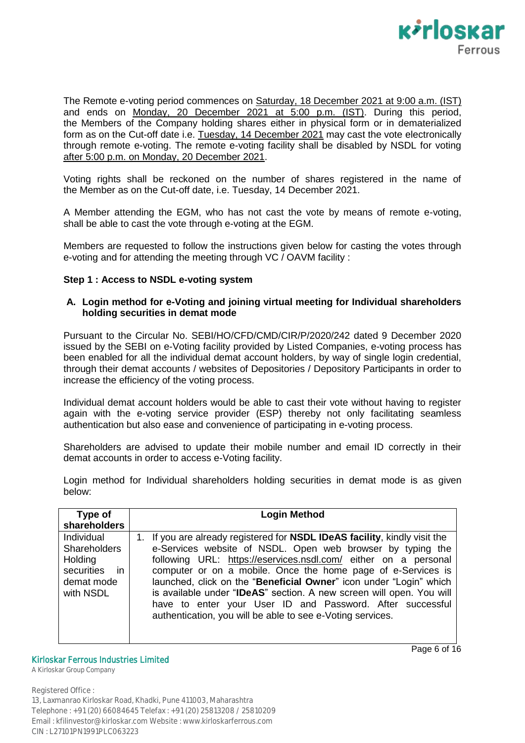The Remote e-voting period commences on Saturday, 18 December 2021 at 9:00 a.m. (IST) and ends on Monday, 20 December 2021 at 5:00 p.m. (IST). During this period, the Members of the Company holding shares either in physical form or in dematerialized form as on the Cut-off date i.e. Tuesday, 14 December 2021 may cast the vote electronically through remote e-voting. The remote e-voting facility shall be disabled by NSDL for voting after 5:00 p.m. on Monday, 20 December 2021.

Voting rights shall be reckoned on the number of shares registered in the name of the Member as on the Cut-off date, i.e. Tuesday, 14 December 2021.

A Member attending the EGM, who has not cast the vote by means of remote e-voting, shall be able to cast the vote through e-voting at the EGM.

Members are requested to follow the instructions given below for casting the votes through e-voting and for attending the meeting through VC / OAVM facility :

**Step 1 : Access to NSDL e-voting system**

**A. Login method for e-Voting and joining virtual meeting for Individual shareholders holding securities in demat mode**

Pursuant to the Circular No. SEBI/HO/CFD/CMD/CIR/P/2020/242 dated 9 December 2020 issued by the SEBI on e-Voting facility provided by Listed Companies, e-voting process has been enabled for all the individual demat account holders, by way of single login credential, through their demat accounts / websites of Depositories / Depository Participants in order to increase the efficiency of the voting process.

Individual demat account holders would be able to cast their vote without having to register again with the e-voting service provider (ESP) thereby not only facilitating seamless authentication but also ease and convenience of participating in e-voting process.

Shareholders are advised to update their mobile number and email ID correctly in their demat accounts in order to access e-Voting facility.

Login method for Individual shareholders holding securities in demat mode is as given below:

| Type of shareholders | Login Method |
|---|---|
| Individual Shareholders Holding securities in demat mode with NSDL | 1. If you are already registered for **NSDL IDeAS facility**, kindly visit the e-Services website of NSDL. Open web browser by typing the following URL: https://eservices.nsdl.com/ either on a personal computer or on a mobile. Once the home page of e-Services is launched, click on the "**Beneficial Owner**" icon under "Login" which is available under "**IDeAS**" section. A new screen will open. You will have to enter your User ID and Password. After successful authentication, you will be able to see e-Voting services. |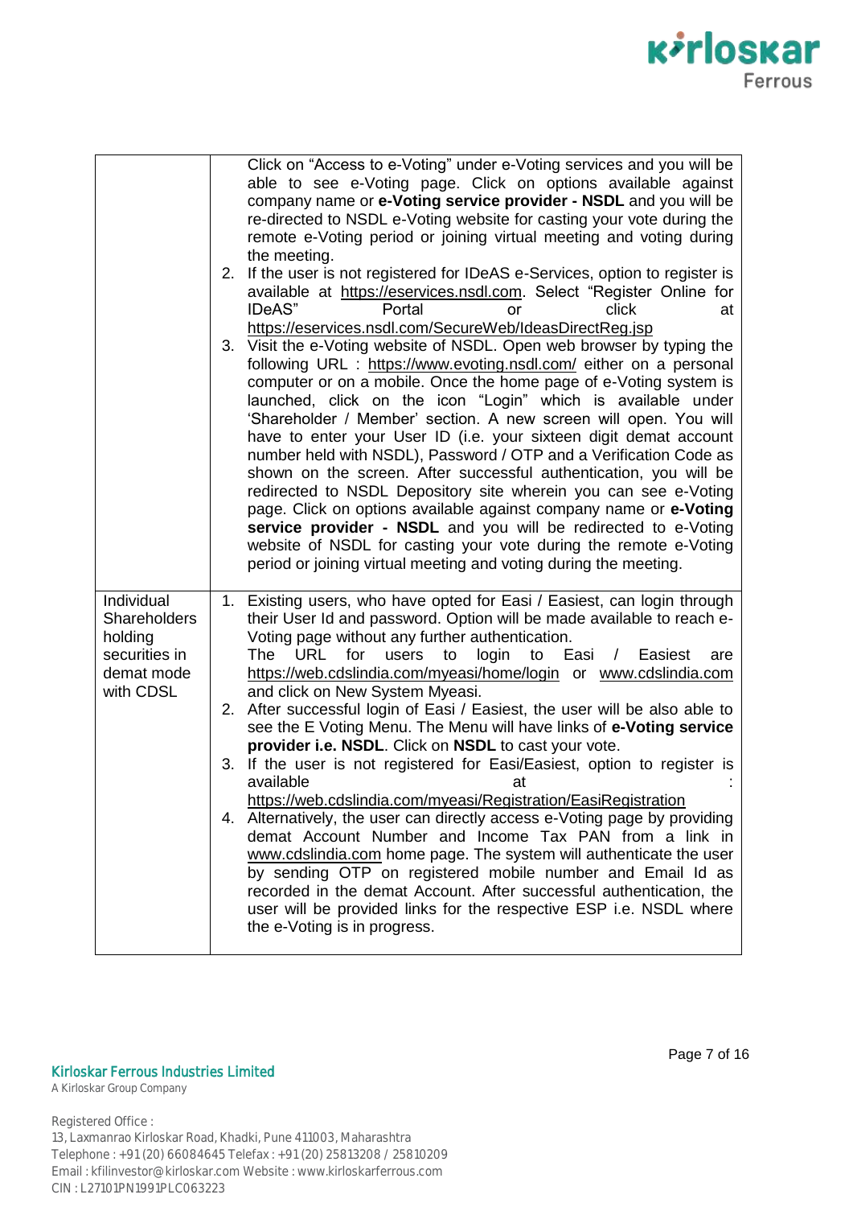| | |
|---|---|
| | Click on "Access to e-Voting" under e-Voting services and you will be able to see e-Voting page. Click on options available against company name or **e-Voting service provider - NSDL** and you will be re-directed to NSDL e-Voting website for casting your vote during the remote e-Voting period or joining virtual meeting and voting during the meeting.<br>2. If the user is not registered for IDeAS e-Services, option to register is available at https://eservices.nsdl.com. Select "Register Online for IDeAS" Portal or click at https://eservices.nsdl.com/SecureWeb/IdeasDirectReg.jsp<br>3. Visit the e-Voting website of NSDL. Open web browser by typing the following URL : https://www.evoting.nsdl.com/ either on a personal computer or on a mobile. Once the home page of e-Voting system is launched, click on the icon "Login" which is available under 'Shareholder / Member' section. A new screen will open. You will have to enter your User ID (i.e. your sixteen digit demat account number held with NSDL), Password / OTP and a Verification Code as shown on the screen. After successful authentication, you will be redirected to NSDL Depository site wherein you can see e-Voting page. Click on options available against company name or **e-Voting service provider - NSDL** and you will be redirected to e-Voting website of NSDL for casting your vote during the remote e-Voting period or joining virtual meeting and voting during the meeting. |
| Individual Shareholders holding securities in demat mode with CDSL | 1. Existing users, who have opted for Easi / Easiest, can login through their User Id and password. Option will be made available to reach e-Voting page without any further authentication. The URL for users to login to Easi / Easiest are https://web.cdslindia.com/myeasi/home/login or www.cdslindia.com and click on New System Myeasi.<br>2. After successful login of Easi / Easiest, the user will be also able to see the E Voting Menu. The Menu will have links of **e-Voting service provider i.e. NSDL**. Click on **NSDL** to cast your vote.<br>3. If the user is not registered for Easi/Easiest, option to register is available at : https://web.cdslindia.com/myeasi/Registration/EasiRegistration<br>4. Alternatively, the user can directly access e-Voting page by providing demat Account Number and Income Tax PAN from a link in www.cdslindia.com home page. The system will authenticate the user by sending OTP on registered mobile number and Email Id as recorded in the demat Account. After successful authentication, the user will be provided links for the respective ESP i.e. NSDL where the e-Voting is in progress. |

**Kirloskar Ferrous Industries Limited**
A Kirloskar Group Company

Registered Office :
13, Laxmanrao Kirloskar Road, Khadki, Pune 411003, Maharashtra
Telephone : +91 (20) 66084645 Telefax : +91 (20) 25813208 / 25810209
Email : kfilinvestor@kirloskar.com Website : www.kirloskarferrous.com
CIN : L27101PN1991PLC063223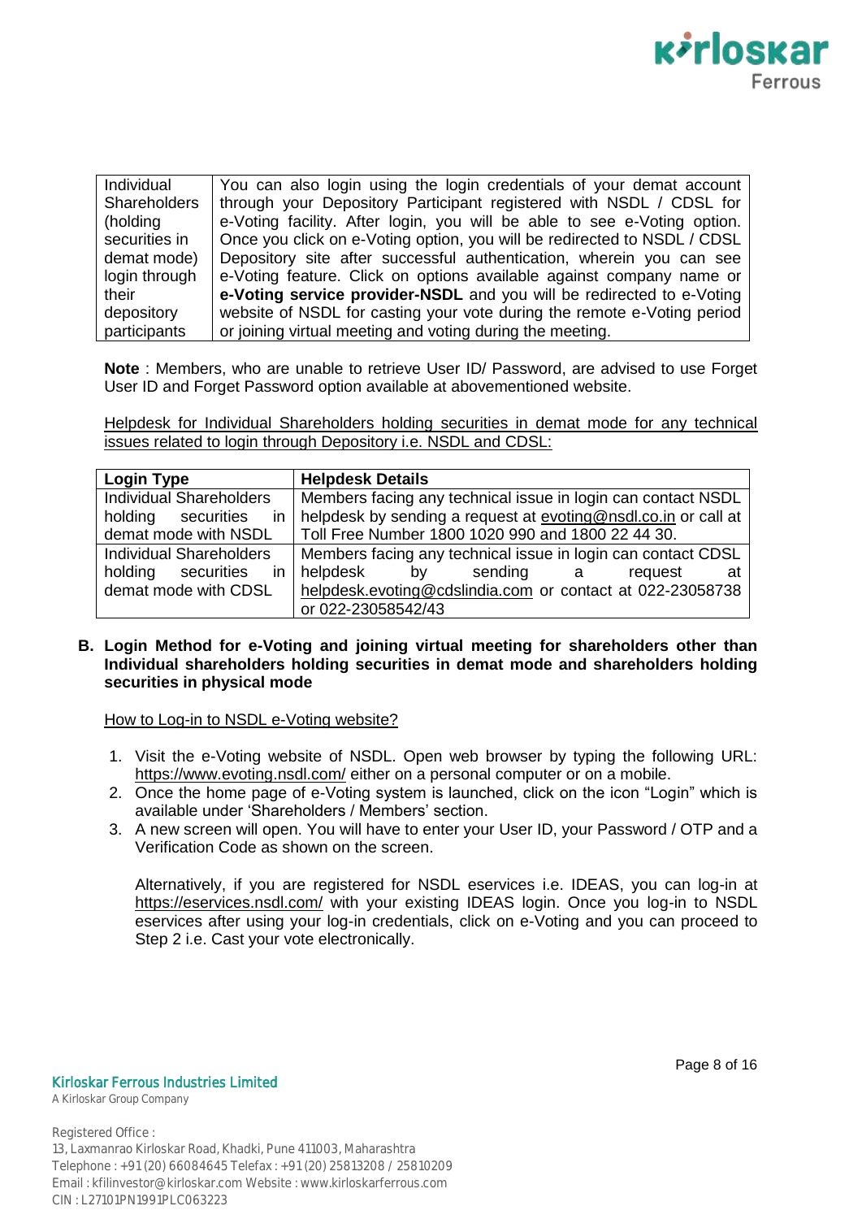| Individual Shareholders (holding securities in demat mode) login through their depository participants | You can also login using the login credentials of your demat account through your Depository Participant registered with NSDL / CDSL for e-Voting facility. After login, you will be able to see e-Voting option. Once you click on e-Voting option, you will be redirected to NSDL / CDSL Depository site after successful authentication, wherein you can see e-Voting feature. Click on options available against company name or **e-Voting service provider-NSDL** and you will be redirected to e-Voting website of NSDL for casting your vote during the remote e-Voting period or joining virtual meeting and voting during the meeting. |
|---|---|

**Note** : Members, who are unable to retrieve User ID/ Password, are advised to use Forget User ID and Forget Password option available at abovementioned website.

Helpdesk for Individual Shareholders holding securities in demat mode for any technical issues related to login through Depository i.e. NSDL and CDSL:

| Login Type | Helpdesk Details |
|---|---|
| Individual Shareholders holding securities in demat mode with NSDL | Members facing any technical issue in login can contact NSDL helpdesk by sending a request at evoting@nsdl.co.in or call at Toll Free Number 1800 1020 990 and 1800 22 44 30. |
| Individual Shareholders holding securities in demat mode with CDSL | Members facing any technical issue in login can contact CDSL helpdesk by sending a request at helpdesk.evoting@cdslindia.com or contact at 022-23058738 or 022-23058542/43 |

**B. Login Method for e-Voting and joining virtual meeting for shareholders other than Individual shareholders holding securities in demat mode and shareholders holding securities in physical mode**

How to Log-in to NSDL e-Voting website?

1. Visit the e-Voting website of NSDL. Open web browser by typing the following URL: https://www.evoting.nsdl.com/ either on a personal computer or on a mobile.
2. Once the home page of e-Voting system is launched, click on the icon "Login" which is available under 'Shareholders / Members' section.
3. A new screen will open. You will have to enter your User ID, your Password / OTP and a Verification Code as shown on the screen.

   Alternatively, if you are registered for NSDL eservices i.e. IDEAS, you can log-in at https://eservices.nsdl.com/ with your existing IDEAS login. Once you log-in to NSDL eservices after using your log-in credentials, click on e-Voting and you can proceed to Step 2 i.e. Cast your vote electronically.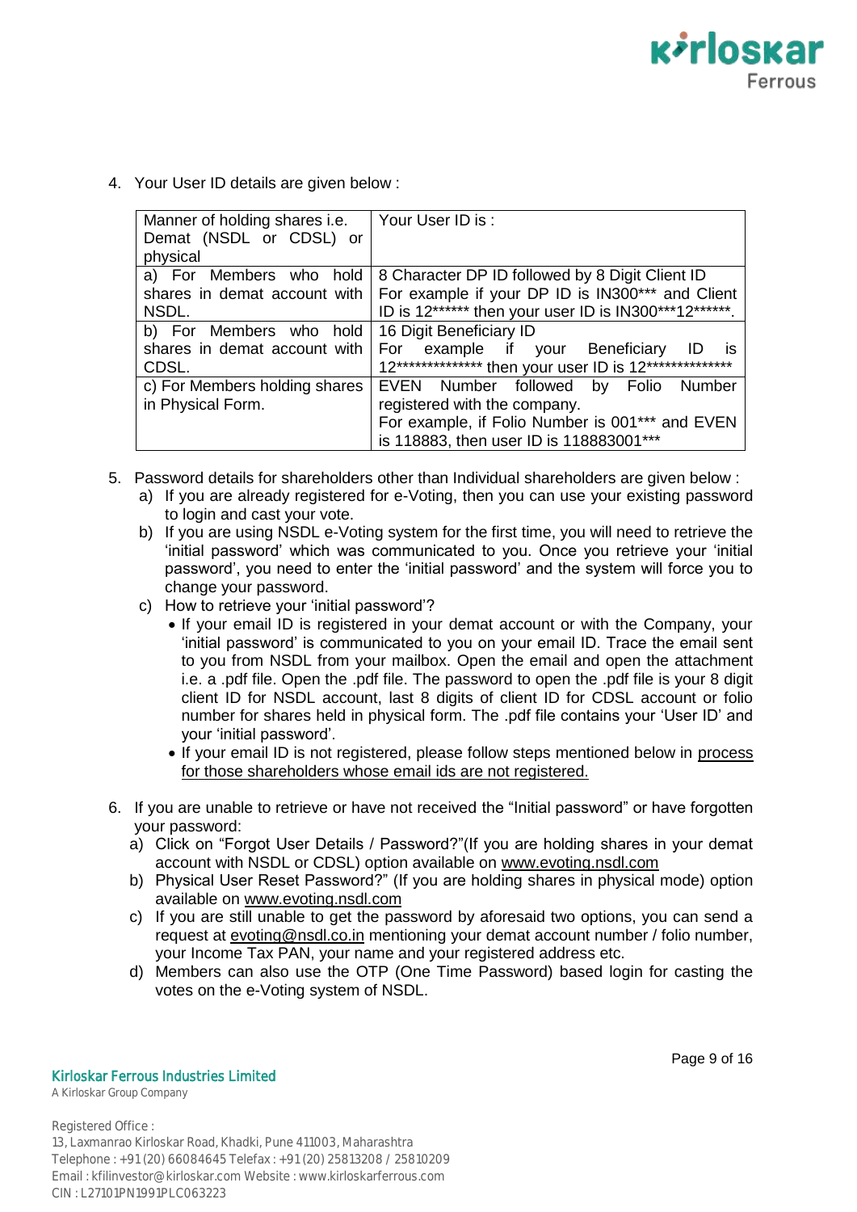4. Your User ID details are given below :

| Manner of holding shares i.e. Demat (NSDL or CDSL) or physical | Your User ID is : |
| --- | --- |
| a) For Members who hold shares in demat account with NSDL. | 8 Character DP ID followed by 8 Digit Client ID<br>For example if your DP ID is IN300*** and Client ID is 12****** then your user ID is IN300***12******. |
| b) For Members who hold shares in demat account with CDSL. | 16 Digit Beneficiary ID<br>For example if your Beneficiary ID is 12************** then your user ID is 12************** |
| c) For Members holding shares in Physical Form. | EVEN Number followed by Folio Number registered with the company.<br>For example, if Folio Number is 001*** and EVEN is 118883, then user ID is 118883001*** |

5. Password details for shareholders other than Individual shareholders are given below :
   a) If you are already registered for e-Voting, then you can use your existing password to login and cast your vote.
   b) If you are using NSDL e-Voting system for the first time, you will need to retrieve the 'initial password' which was communicated to you. Once you retrieve your 'initial password', you need to enter the 'initial password' and the system will force you to change your password.
   c) How to retrieve your 'initial password'?
      - If your email ID is registered in your demat account or with the Company, your 'initial password' is communicated to you on your email ID. Trace the email sent to you from NSDL from your mailbox. Open the email and open the attachment i.e. a .pdf file. Open the .pdf file. The password to open the .pdf file is your 8 digit client ID for NSDL account, last 8 digits of client ID for CDSL account or folio number for shares held in physical form. The .pdf file contains your 'User ID' and your 'initial password'.
      - If your email ID is not registered, please follow steps mentioned below in process for those shareholders whose email ids are not registered.

6. If you are unable to retrieve or have not received the "Initial password" or have forgotten your password:
   a) Click on "Forgot User Details / Password?"(If you are holding shares in your demat account with NSDL or CDSL) option available on www.evoting.nsdl.com
   b) Physical User Reset Password?" (If you are holding shares in physical mode) option available on www.evoting.nsdl.com
   c) If you are still unable to get the password by aforesaid two options, you can send a request at evoting@nsdl.co.in mentioning your demat account number / folio number, your Income Tax PAN, your name and your registered address etc.
   d) Members can also use the OTP (One Time Password) based login for casting the votes on the e-Voting system of NSDL.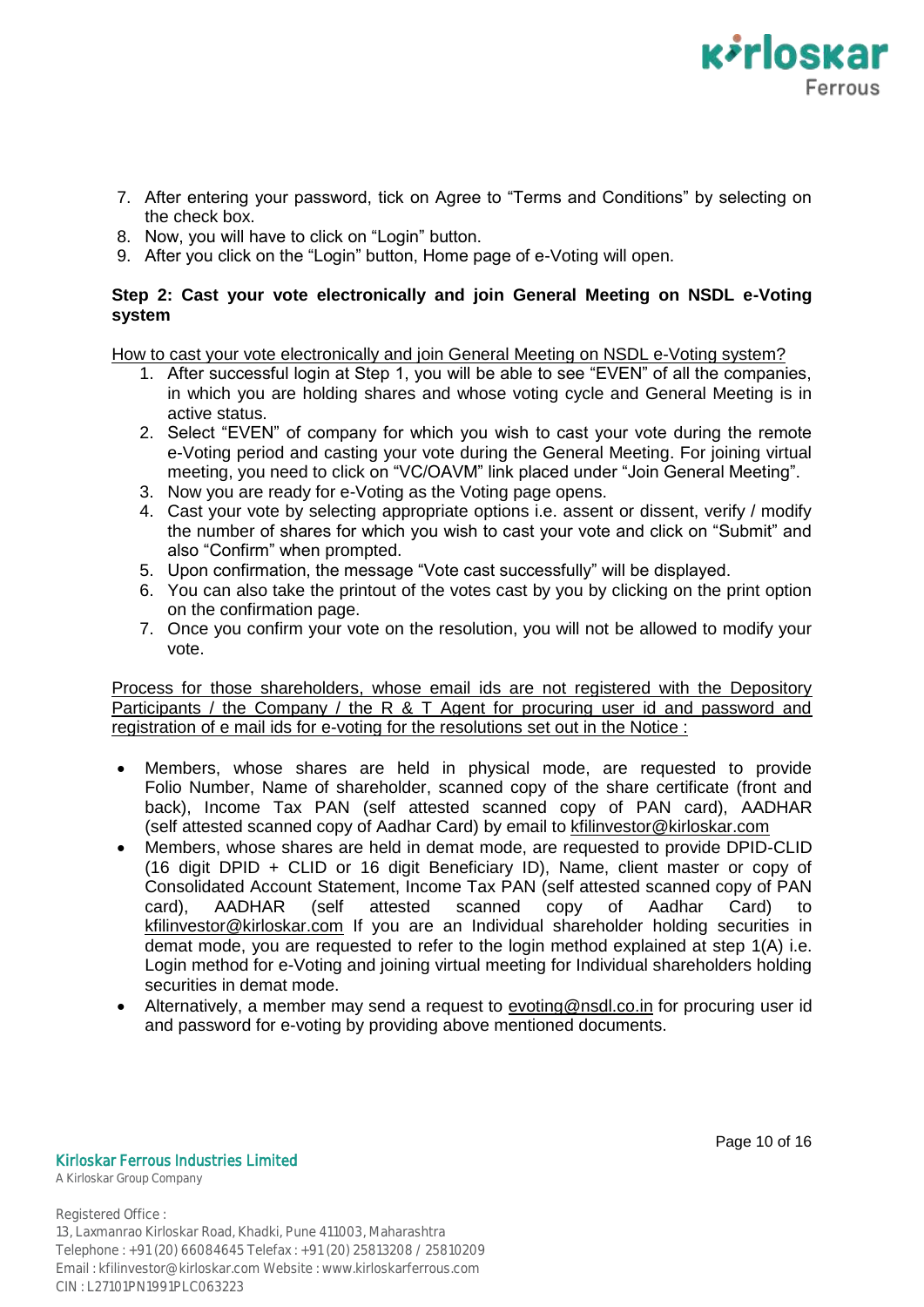7. After entering your password, tick on Agree to "Terms and Conditions" by selecting on the check box.
8. Now, you will have to click on "Login" button.
9. After you click on the "Login" button, Home page of e-Voting will open.

**Step 2: Cast your vote electronically and join General Meeting on NSDL e-Voting system**

How to cast your vote electronically and join General Meeting on NSDL e-Voting system?

1. After successful login at Step 1, you will be able to see "EVEN" of all the companies, in which you are holding shares and whose voting cycle and General Meeting is in active status.
2. Select "EVEN" of company for which you wish to cast your vote during the remote e-Voting period and casting your vote during the General Meeting. For joining virtual meeting, you need to click on "VC/OAVM" link placed under "Join General Meeting".
3. Now you are ready for e-Voting as the Voting page opens.
4. Cast your vote by selecting appropriate options i.e. assent or dissent, verify / modify the number of shares for which you wish to cast your vote and click on "Submit" and also "Confirm" when prompted.
5. Upon confirmation, the message "Vote cast successfully" will be displayed.
6. You can also take the printout of the votes cast by you by clicking on the print option on the confirmation page.
7. Once you confirm your vote on the resolution, you will not be allowed to modify your vote.

Process for those shareholders, whose email ids are not registered with the Depository Participants / the Company / the R & T Agent for procuring user id and password and registration of e mail ids for e-voting for the resolutions set out in the Notice :

- Members, whose shares are held in physical mode, are requested to provide Folio Number, Name of shareholder, scanned copy of the share certificate (front and back), Income Tax PAN (self attested scanned copy of PAN card), AADHAR (self attested scanned copy of Aadhar Card) by email to kfilinvestor@kirloskar.com
- Members, whose shares are held in demat mode, are requested to provide DPID-CLID (16 digit DPID + CLID or 16 digit Beneficiary ID), Name, client master or copy of Consolidated Account Statement, Income Tax PAN (self attested scanned copy of PAN card), AADHAR (self attested scanned copy of Aadhar Card) to kfilinvestor@kirloskar.com If you are an Individual shareholder holding securities in demat mode, you are requested to refer to the login method explained at step 1(A) i.e. Login method for e-Voting and joining virtual meeting for Individual shareholders holding securities in demat mode.
- Alternatively, a member may send a request to evoting@nsdl.co.in for procuring user id and password for e-voting by providing above mentioned documents.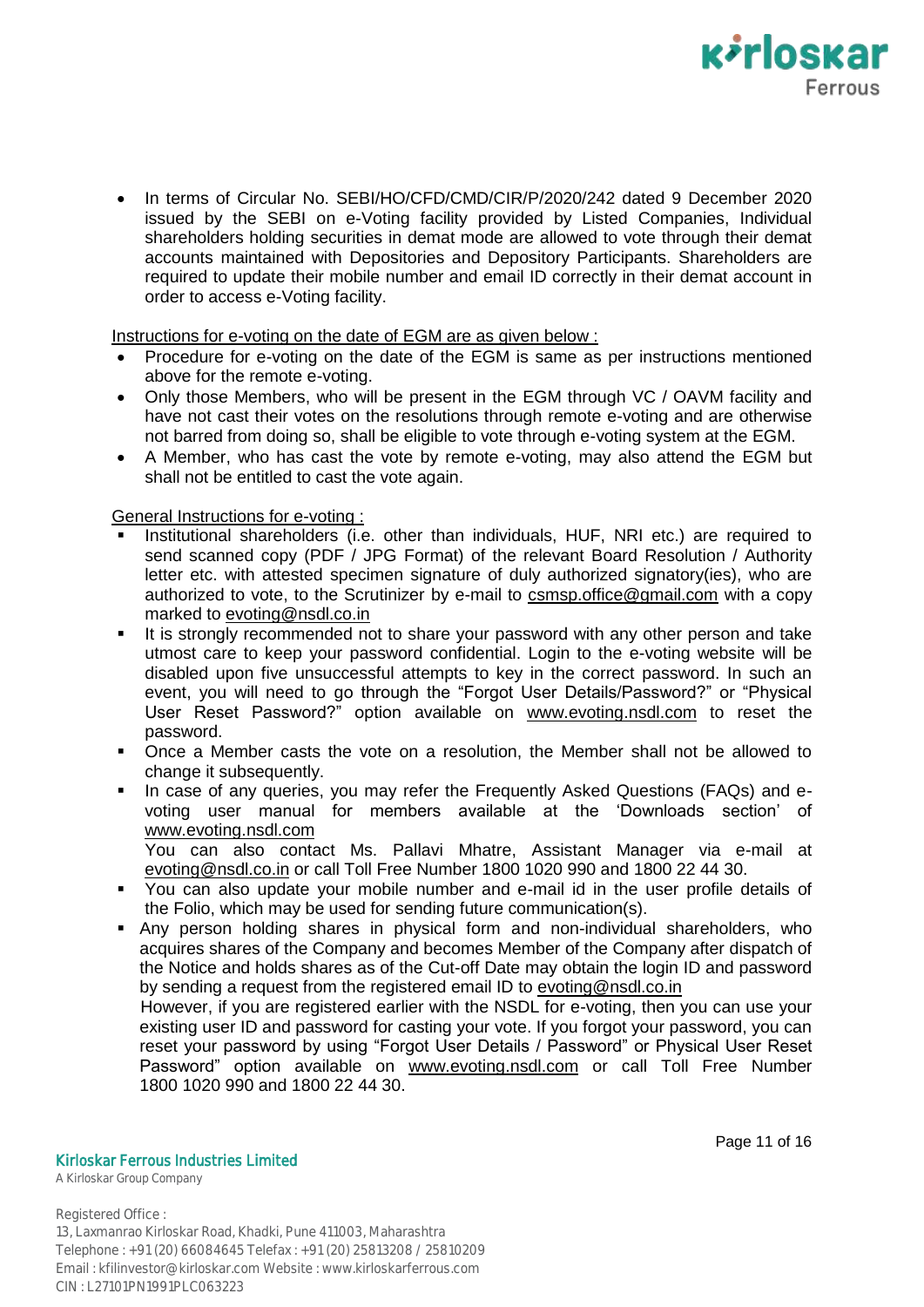- In terms of Circular No. SEBI/HO/CFD/CMD/CIR/P/2020/242 dated 9 December 2020 issued by the SEBI on e-Voting facility provided by Listed Companies, Individual shareholders holding securities in demat mode are allowed to vote through their demat accounts maintained with Depositories and Depository Participants. Shareholders are required to update their mobile number and email ID correctly in their demat account in order to access e-Voting facility.

Instructions for e-voting on the date of EGM are as given below :

- Procedure for e-voting on the date of the EGM is same as per instructions mentioned above for the remote e-voting.
- Only those Members, who will be present in the EGM through VC / OAVM facility and have not cast their votes on the resolutions through remote e-voting and are otherwise not barred from doing so, shall be eligible to vote through e-voting system at the EGM.
- A Member, who has cast the vote by remote e-voting, may also attend the EGM but shall not be entitled to cast the vote again.

General Instructions for e-voting :

- Institutional shareholders (i.e. other than individuals, HUF, NRI etc.) are required to send scanned copy (PDF / JPG Format) of the relevant Board Resolution / Authority letter etc. with attested specimen signature of duly authorized signatory(ies), who are authorized to vote, to the Scrutinizer by e-mail to csmsp.office@gmail.com with a copy marked to evoting@nsdl.co.in
- It is strongly recommended not to share your password with any other person and take utmost care to keep your password confidential. Login to the e-voting website will be disabled upon five unsuccessful attempts to key in the correct password. In such an event, you will need to go through the "Forgot User Details/Password?" or "Physical User Reset Password?" option available on www.evoting.nsdl.com to reset the password.
- Once a Member casts the vote on a resolution, the Member shall not be allowed to change it subsequently.
- In case of any queries, you may refer the Frequently Asked Questions (FAQs) and e-voting user manual for members available at the 'Downloads section' of www.evoting.nsdl.com

  You can also contact Ms. Pallavi Mhatre, Assistant Manager via e-mail at evoting@nsdl.co.in or call Toll Free Number 1800 1020 990 and 1800 22 44 30.
- You can also update your mobile number and e-mail id in the user profile details of the Folio, which may be used for sending future communication(s).
- Any person holding shares in physical form and non-individual shareholders, who acquires shares of the Company and becomes Member of the Company after dispatch of the Notice and holds shares as of the Cut-off Date may obtain the login ID and password by sending a request from the registered email ID to evoting@nsdl.co.in

  However, if you are registered earlier with the NSDL for e-voting, then you can use your existing user ID and password for casting your vote. If you forgot your password, you can reset your password by using "Forgot User Details / Password" or Physical User Reset Password" option available on www.evoting.nsdl.com or call Toll Free Number 1800 1020 990 and 1800 22 44 30.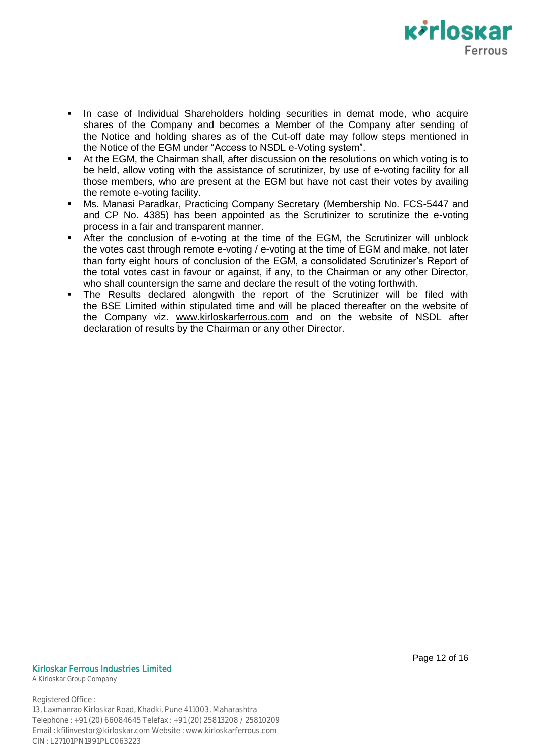- In case of Individual Shareholders holding securities in demat mode, who acquire shares of the Company and becomes a Member of the Company after sending of the Notice and holding shares as of the Cut-off date may follow steps mentioned in the Notice of the EGM under "Access to NSDL e-Voting system".
- At the EGM, the Chairman shall, after discussion on the resolutions on which voting is to be held, allow voting with the assistance of scrutinizer, by use of e-voting facility for all those members, who are present at the EGM but have not cast their votes by availing the remote e-voting facility.
- Ms. Manasi Paradkar, Practicing Company Secretary (Membership No. FCS-5447 and and CP No. 4385) has been appointed as the Scrutinizer to scrutinize the e-voting process in a fair and transparent manner.
- After the conclusion of e-voting at the time of the EGM, the Scrutinizer will unblock the votes cast through remote e-voting / e-voting at the time of EGM and make, not later than forty eight hours of conclusion of the EGM, a consolidated Scrutinizer's Report of the total votes cast in favour or against, if any, to the Chairman or any other Director, who shall countersign the same and declare the result of the voting forthwith.
- The Results declared alongwith the report of the Scrutinizer will be filed with the BSE Limited within stipulated time and will be placed thereafter on the website of the Company viz. www.kirloskarferrous.com and on the website of NSDL after declaration of results by the Chairman or any other Director.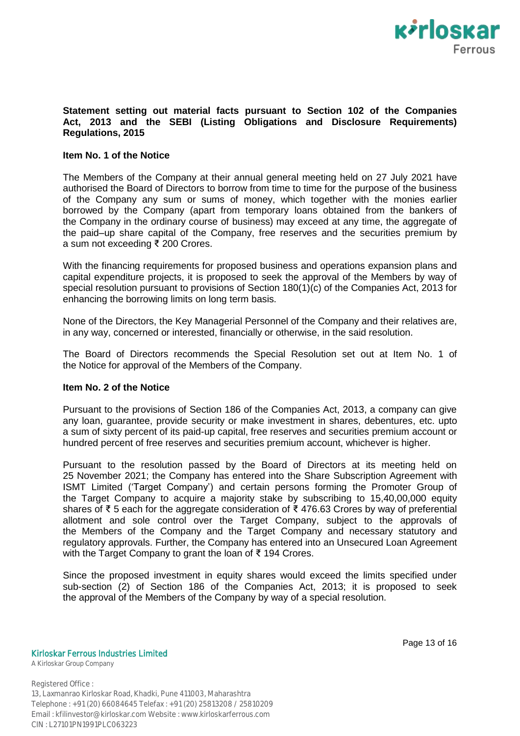**Statement setting out material facts pursuant to Section 102 of the Companies Act, 2013 and the SEBI (Listing Obligations and Disclosure Requirements) Regulations, 2015**

**Item No. 1 of the Notice**

The Members of the Company at their annual general meeting held on 27 July 2021 have authorised the Board of Directors to borrow from time to time for the purpose of the business of the Company any sum or sums of money, which together with the monies earlier borrowed by the Company (apart from temporary loans obtained from the bankers of the Company in the ordinary course of business) may exceed at any time, the aggregate of the paid–up share capital of the Company, free reserves and the securities premium by a sum not exceeding ₹ 200 Crores.

With the financing requirements for proposed business and operations expansion plans and capital expenditure projects, it is proposed to seek the approval of the Members by way of special resolution pursuant to provisions of Section 180(1)(c) of the Companies Act, 2013 for enhancing the borrowing limits on long term basis.

None of the Directors, the Key Managerial Personnel of the Company and their relatives are, in any way, concerned or interested, financially or otherwise, in the said resolution.

The Board of Directors recommends the Special Resolution set out at Item No. 1 of the Notice for approval of the Members of the Company.

**Item No. 2 of the Notice**

Pursuant to the provisions of Section 186 of the Companies Act, 2013, a company can give any loan, guarantee, provide security or make investment in shares, debentures, etc. upto a sum of sixty percent of its paid-up capital, free reserves and securities premium account or hundred percent of free reserves and securities premium account, whichever is higher.

Pursuant to the resolution passed by the Board of Directors at its meeting held on 25 November 2021; the Company has entered into the Share Subscription Agreement with ISMT Limited ('Target Company') and certain persons forming the Promoter Group of the Target Company to acquire a majority stake by subscribing to 15,40,00,000 equity shares of ₹ 5 each for the aggregate consideration of ₹ 476.63 Crores by way of preferential allotment and sole control over the Target Company, subject to the approvals of the Members of the Company and the Target Company and necessary statutory and regulatory approvals. Further, the Company has entered into an Unsecured Loan Agreement with the Target Company to grant the loan of ₹ 194 Crores.

Since the proposed investment in equity shares would exceed the limits specified under sub-section (2) of Section 186 of the Companies Act, 2013; it is proposed to seek the approval of the Members of the Company by way of a special resolution.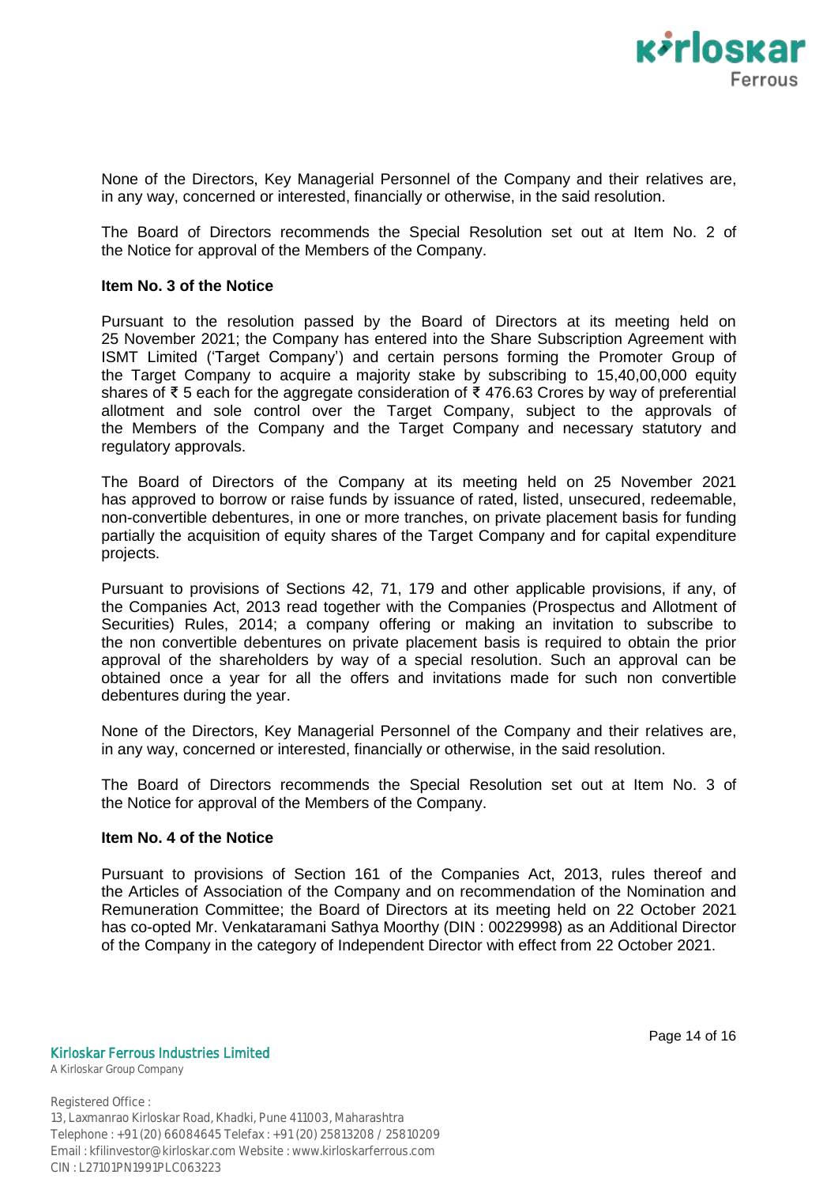None of the Directors, Key Managerial Personnel of the Company and their relatives are, in any way, concerned or interested, financially or otherwise, in the said resolution.

The Board of Directors recommends the Special Resolution set out at Item No. 2 of the Notice for approval of the Members of the Company.

**Item No. 3 of the Notice**

Pursuant to the resolution passed by the Board of Directors at its meeting held on 25 November 2021; the Company has entered into the Share Subscription Agreement with ISMT Limited ('Target Company') and certain persons forming the Promoter Group of the Target Company to acquire a majority stake by subscribing to 15,40,00,000 equity shares of ₹ 5 each for the aggregate consideration of ₹ 476.63 Crores by way of preferential allotment and sole control over the Target Company, subject to the approvals of the Members of the Company and the Target Company and necessary statutory and regulatory approvals.

The Board of Directors of the Company at its meeting held on 25 November 2021 has approved to borrow or raise funds by issuance of rated, listed, unsecured, redeemable, non-convertible debentures, in one or more tranches, on private placement basis for funding partially the acquisition of equity shares of the Target Company and for capital expenditure projects.

Pursuant to provisions of Sections 42, 71, 179 and other applicable provisions, if any, of the Companies Act, 2013 read together with the Companies (Prospectus and Allotment of Securities) Rules, 2014; a company offering or making an invitation to subscribe to the non convertible debentures on private placement basis is required to obtain the prior approval of the shareholders by way of a special resolution. Such an approval can be obtained once a year for all the offers and invitations made for such non convertible debentures during the year.

None of the Directors, Key Managerial Personnel of the Company and their relatives are, in any way, concerned or interested, financially or otherwise, in the said resolution.

The Board of Directors recommends the Special Resolution set out at Item No. 3 of the Notice for approval of the Members of the Company.

**Item No. 4 of the Notice**

Pursuant to provisions of Section 161 of the Companies Act, 2013, rules thereof and the Articles of Association of the Company and on recommendation of the Nomination and Remuneration Committee; the Board of Directors at its meeting held on 22 October 2021 has co-opted Mr. Venkataramani Sathya Moorthy (DIN : 00229998) as an Additional Director of the Company in the category of Independent Director with effect from 22 October 2021.

Kirloskar Ferrous Industries Limited
A Kirloskar Group Company

Registered Office :
13, Laxmanrao Kirloskar Road, Khadki, Pune 411003, Maharashtra
Telephone : +91 (20) 66084645 Telefax : +91 (20) 25813208 / 25810209
Email : kfilinvestor@kirloskar.com Website : www.kirloskarferrous.com
CIN : L27101PN1991PLC063223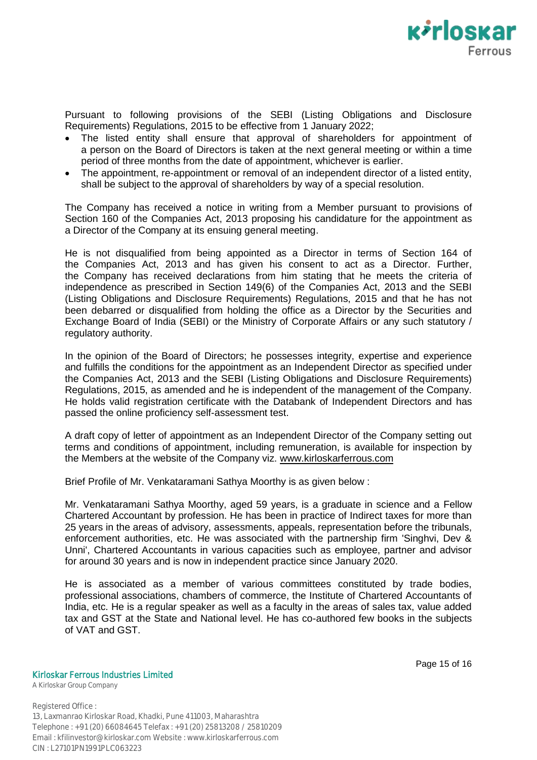Pursuant to following provisions of the SEBI (Listing Obligations and Disclosure Requirements) Regulations, 2015 to be effective from 1 January 2022;

- The listed entity shall ensure that approval of shareholders for appointment of a person on the Board of Directors is taken at the next general meeting or within a time period of three months from the date of appointment, whichever is earlier.
- The appointment, re-appointment or removal of an independent director of a listed entity, shall be subject to the approval of shareholders by way of a special resolution.

The Company has received a notice in writing from a Member pursuant to provisions of Section 160 of the Companies Act, 2013 proposing his candidature for the appointment as a Director of the Company at its ensuing general meeting.

He is not disqualified from being appointed as a Director in terms of Section 164 of the Companies Act, 2013 and has given his consent to act as a Director. Further, the Company has received declarations from him stating that he meets the criteria of independence as prescribed in Section 149(6) of the Companies Act, 2013 and the SEBI (Listing Obligations and Disclosure Requirements) Regulations, 2015 and that he has not been debarred or disqualified from holding the office as a Director by the Securities and Exchange Board of India (SEBI) or the Ministry of Corporate Affairs or any such statutory / regulatory authority.

In the opinion of the Board of Directors; he possesses integrity, expertise and experience and fulfills the conditions for the appointment as an Independent Director as specified under the Companies Act, 2013 and the SEBI (Listing Obligations and Disclosure Requirements) Regulations, 2015, as amended and he is independent of the management of the Company. He holds valid registration certificate with the Databank of Independent Directors and has passed the online proficiency self-assessment test.

A draft copy of letter of appointment as an Independent Director of the Company setting out terms and conditions of appointment, including remuneration, is available for inspection by the Members at the website of the Company viz. www.kirloskarferrous.com

Brief Profile of Mr. Venkataramani Sathya Moorthy is as given below :

Mr. Venkataramani Sathya Moorthy, aged 59 years, is a graduate in science and a Fellow Chartered Accountant by profession. He has been in practice of Indirect taxes for more than 25 years in the areas of advisory, assessments, appeals, representation before the tribunals, enforcement authorities, etc. He was associated with the partnership firm 'Singhvi, Dev & Unni', Chartered Accountants in various capacities such as employee, partner and advisor for around 30 years and is now in independent practice since January 2020.

He is associated as a member of various committees constituted by trade bodies, professional associations, chambers of commerce, the Institute of Chartered Accountants of India, etc. He is a regular speaker as well as a faculty in the areas of sales tax, value added tax and GST at the State and National level. He has co-authored few books in the subjects of VAT and GST.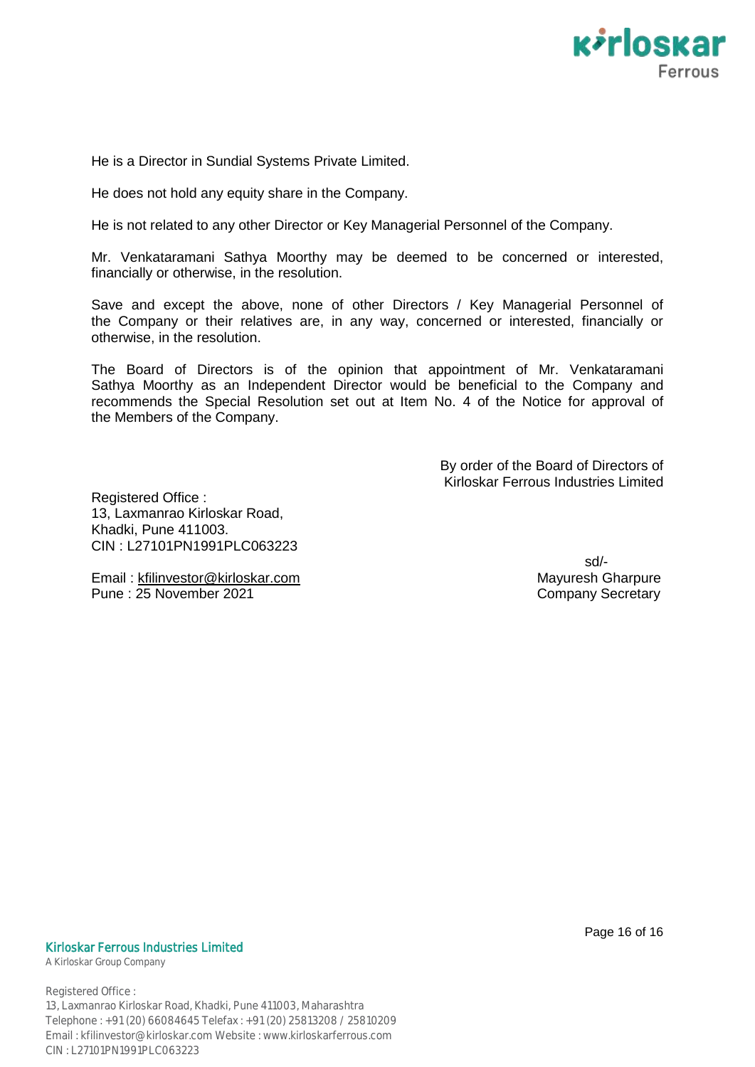He is a Director in Sundial Systems Private Limited.

He does not hold any equity share in the Company.

He is not related to any other Director or Key Managerial Personnel of the Company.

Mr. Venkataramani Sathya Moorthy may be deemed to be concerned or interested, financially or otherwise, in the resolution.

Save and except the above, none of other Directors / Key Managerial Personnel of the Company or their relatives are, in any way, concerned or interested, financially or otherwise, in the resolution.

The Board of Directors is of the opinion that appointment of Mr. Venkataramani Sathya Moorthy as an Independent Director would be beneficial to the Company and recommends the Special Resolution set out at Item No. 4 of the Notice for approval of the Members of the Company.

By order of the Board of Directors of
Kirloskar Ferrous Industries Limited

Registered Office :
13, Laxmanrao Kirloskar Road,
Khadki, Pune 411003.
CIN : L27101PN1991PLC063223

Email : kfilinvestor@kirloskar.com
Pune : 25 November 2021

sd/-
Mayuresh Gharpure
Company Secretary